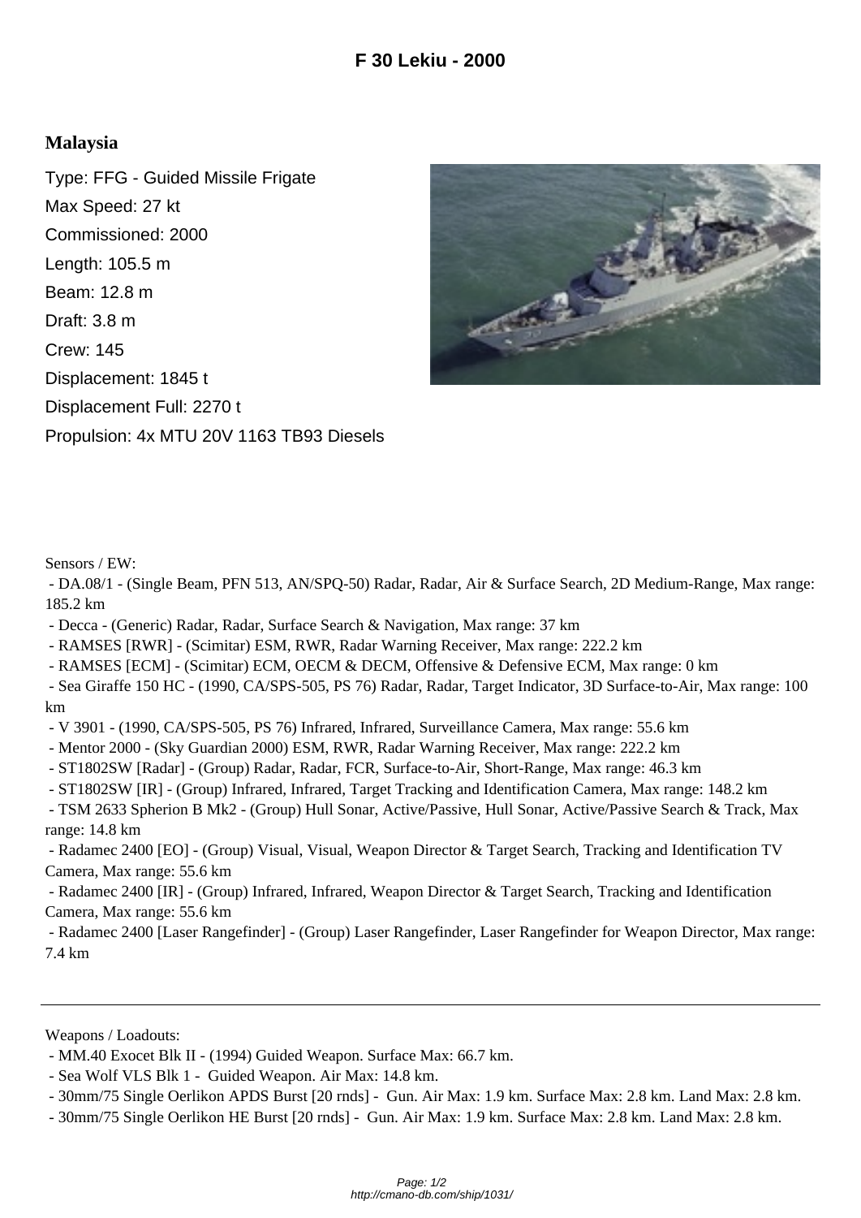# F 30 Lekiu - 2000

## Malaysia

Type: FFG - Guided Missile Frigate

Max Speed: 27 kt

Commissioned: 2000

Length: 105.5 m

Beam: 12.8 m

Draft: 3.8 m

Crew: 145

Displacement: 1845 t

Displacement Full: 2270 t

Propulsion: 4x MTU 20V 1163 TB93 Diesels

Sensors / EW:

- DA.08/1 - (Single Beam, PFN 513, AN/SPQ-50) Radar, Radar, Air & Surface Search, 2D Medium-Range, Max range: 185.2 km
- Decca - (Generic) Radar, Radar, Surface Search & Navigation, Max range: 37 km
- RAMSES [RWR] - (Scimitar) ESM, RWR, Radar Warning Receiver, Max range: 222.2 km
- RAMSES [ECM] - (Scimitar) ECM, OECM & DECM, Offensive & Defensive ECM, Max range: 0 km
- Sea Giraffe 150 HC - (1990, CA/SPS-505, PS 76) Radar, Radar, Target Indicator, 3D Surface-to-Air, Max range: 100 km
- V 3901 - (1990, CA/SPS-505, PS 76) Infrared, Infrared, Surveillance Camera, Max range: 55.6 km
- Mentor 2000 - (Sky Guardian 2000) ESM, RWR, Radar Warning Receiver, Max range: 222.2 km
- ST1802SW [Radar] - (Group) Radar, Radar, FCR, Surface-to-Air, Short-Range, Max range: 46.3 km
- ST1802SW [IR] - (Group) Infrared, Infrared, Target Tracking and Identification Camera, Max range: 148.2 km
- TSM 2633 Spherion B Mk2 - (Group) Hull Sonar, Active/Passive, Hull Sonar, Active/Passive Search & Track, Max range: 14.8 km
- Radamec 2400 [EO] - (Group) Visual, Visual, Weapon Director & Target Search, Tracking and Identification TV Camera, Max range: 55.6 km
- Radamec 2400 [IR] - (Group) Infrared, Infrared, Weapon Director & Target Search, Tracking and Identification Camera, Max range: 55.6 km
- Radamec 2400 [Laser Rangefinder] - (Group) Laser Rangefinder, Laser Rangefinder for Weapon Director, Max range: 7.4 km

---

Weapons / Loadouts:

- MM.40 Exocet Blk II - (1994) Guided Weapon. Surface Max: 66.7 km.
- Sea Wolf VLS Blk 1 - Guided Weapon. Air Max: 14.8 km.
- 30mm/75 Single Oerlikon APDS Burst [20 rnds] - Gun. Air Max: 1.9 km. Surface Max: 2.8 km. Land Max: 2.8 km.
- 30mm/75 Single Oerlikon HE Burst [20 rnds] - Gun. Air Max: 1.9 km. Surface Max: 2.8 km. Land Max: 2.8 km.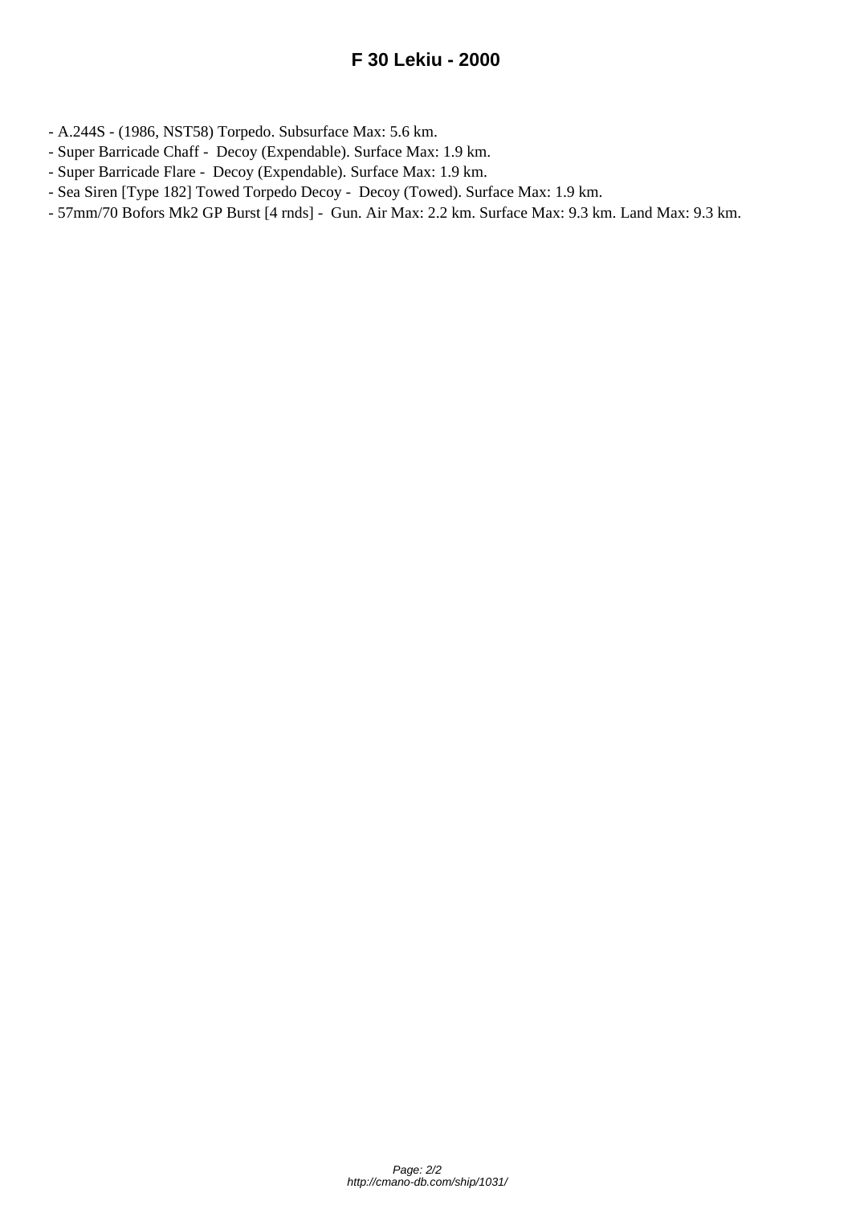- A.244S - (1986, NST58) Torpedo. Subsurface Max: 5.6 km.
- Super Barricade Chaff -  Decoy (Expendable). Surface Max: 1.9 km.
- Super Barricade Flare -  Decoy (Expendable). Surface Max: 1.9 km.
- Sea Siren [Type 182] Towed Torpedo Decoy -  Decoy (Towed). Surface Max: 1.9 km.
- 57mm/70 Bofors Mk2 GP Burst [4 rnds] -  Gun. Air Max: 2.2 km. Surface Max: 9.3 km. Land Max: 9.3 km.